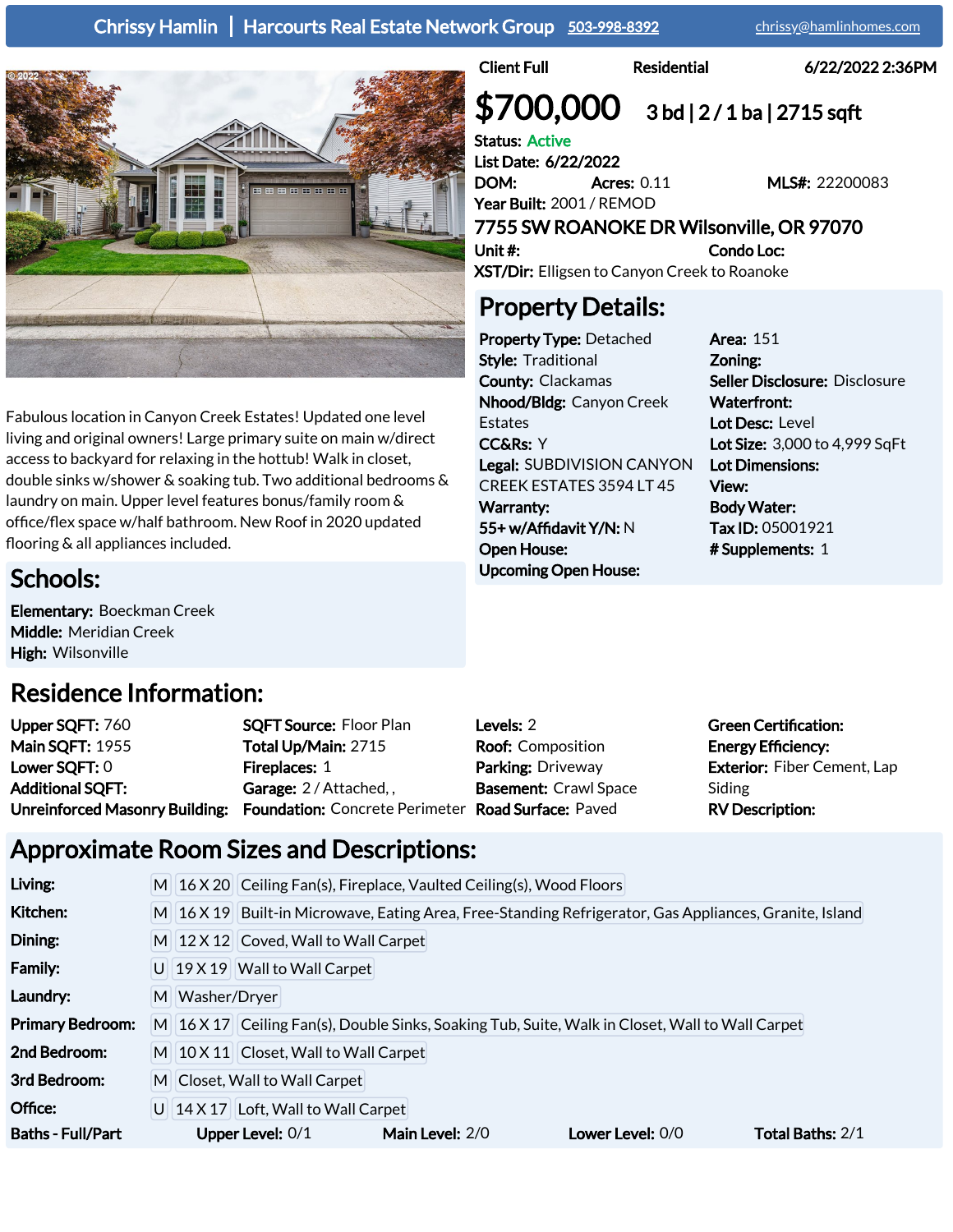**Chrissy Hamlin | Harcourts Real Estate Network Group** 503-998-8392 chrissy@hamlinhomes.com

**Client Full** **Residential** **6/22/2022 2:36PM**

# $700,000 3 bd | 2 / 1 ba | 2715 sqft

**Status:** Active
**List Date:** 6/22/2022
**DOM:** **Acres:** 0.11 **MLS#:** 22200083
**Year Built:** 2001 / REMOD

## 7755 SW ROANOKE DR Wilsonville, OR 97070

**Unit #:** **Condo Loc:**
**XST/Dir:** Elligsen to Canyon Creek to Roanoke

Fabulous location in Canyon Creek Estates! Updated one level living and original owners! Large primary suite on main w/direct access to backyard for relaxing in the hottub! Walk in closet, double sinks w/shower & soaking tub. Two additional bedrooms & laundry on main. Upper level features bonus/family room & office/flex space w/half bathroom. New Roof in 2020 updated flooring & all appliances included.

## Property Details:

**Property Type:** Detached
**Style:** Traditional
**County:** Clackamas
**Nhood/Bldg:** Canyon Creek Estates
**CC&Rs:** Y
**Legal:** SUBDIVISION CANYON CREEK ESTATES 3594 LT 45
**Warranty:**
**55+ w/Affidavit Y/N:** N
**Open House:**
**Upcoming Open House:**

**Area:** 151
**Zoning:**
**Seller Disclosure:** Disclosure
**Waterfront:**
**Lot Desc:** Level
**Lot Size:** 3,000 to 4,999 SqFt
**Lot Dimensions:**
**View:**
**Body Water:**
**Tax ID:** 05001921
**# Supplements:** 1

## Schools:

**Elementary:** Boeckman Creek
**Middle:** Meridian Creek
**High:** Wilsonville

## Residence Information:

**Upper SQFT:** 760
**Main SQFT:** 1955
**Lower SQFT:** 0
**Additional SQFT:**
**Unreinforced Masonry Building:**

**SQFT Source:** Floor Plan
**Total Up/Main:** 2715
**Fireplaces:** 1
**Garage:** 2 / Attached, ,
**Foundation:** Concrete Perimeter

**Levels:** 2
**Roof:** Composition
**Parking:** Driveway
**Basement:** Crawl Space
**Road Surface:** Paved

**Green Certification:**
**Energy Efficiency:**
**Exterior:** Fiber Cement, Lap Siding
**RV Description:**

## Approximate Room Sizes and Descriptions:

| Room | Level | Size | Description |
|---|---|---|---|
| **Living:** | M | 16 X 20 | Ceiling Fan(s), Fireplace, Vaulted Ceiling(s), Wood Floors |
| **Kitchen:** | M | 16 X 19 | Built-in Microwave, Eating Area, Free-Standing Refrigerator, Gas Appliances, Granite, Island |
| **Dining:** | M | 12 X 12 | Coved, Wall to Wall Carpet |
| **Family:** | U | 19 X 19 | Wall to Wall Carpet |
| **Laundry:** | M | | Washer/Dryer |
| **Primary Bedroom:** | M | 16 X 17 | Ceiling Fan(s), Double Sinks, Soaking Tub, Suite, Walk in Closet, Wall to Wall Carpet |
| **2nd Bedroom:** | M | 10 X 11 | Closet, Wall to Wall Carpet |
| **3rd Bedroom:** | M | | Closet, Wall to Wall Carpet |
| **Office:** | U | 14 X 17 | Loft, Wall to Wall Carpet |

**Baths - Full/Part** **Upper Level:** 0/1 **Main Level:** 2/0 **Lower Level:** 0/0 **Total Baths:** 2/1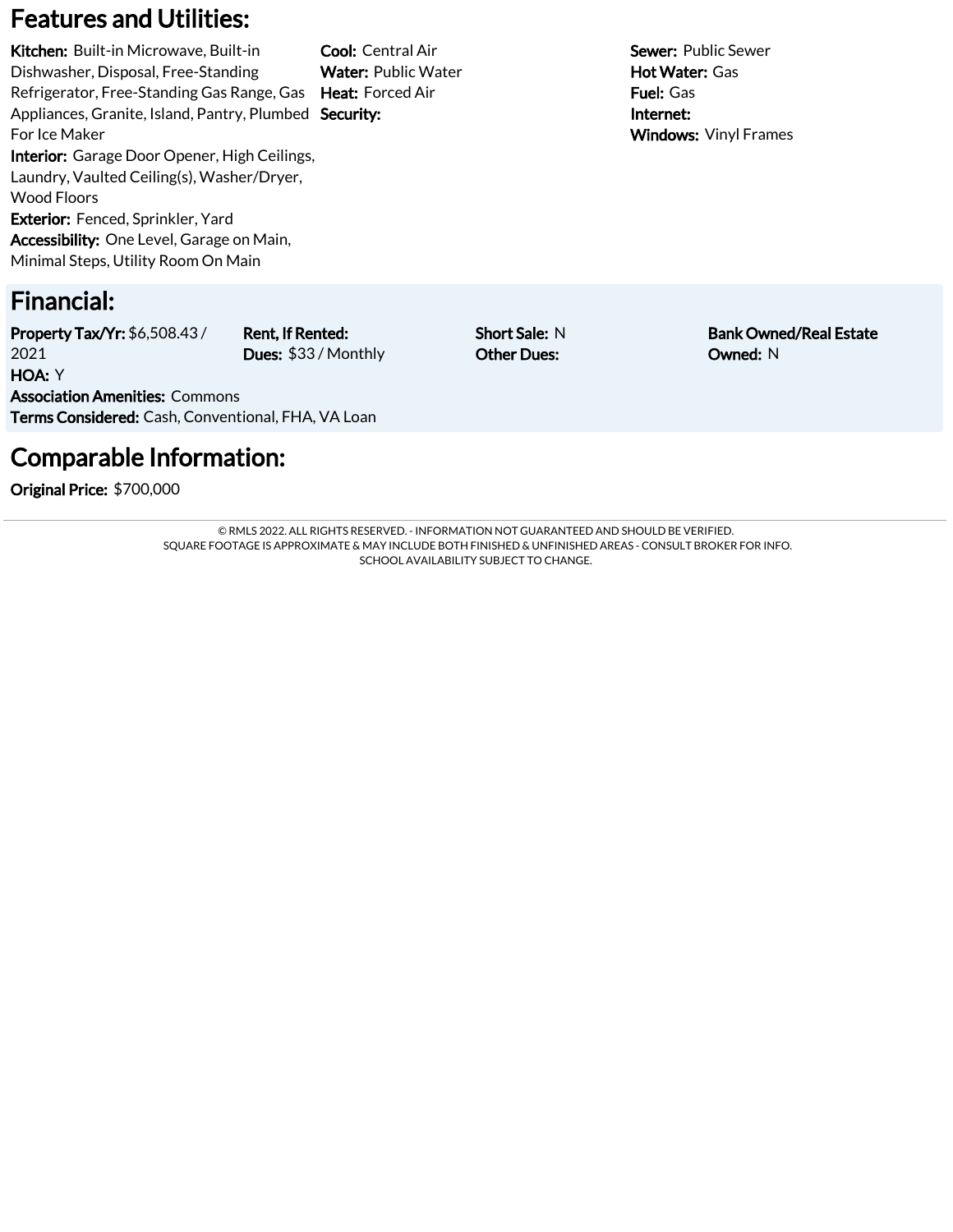## Features and Utilities:

**Kitchen:** Built-in Microwave, Built-in Dishwasher, Disposal, Free-Standing Refrigerator, Free-Standing Gas Range, Gas Appliances, Granite, Island, Pantry, Plumbed For Ice Maker

**Interior:** Garage Door Opener, High Ceilings, Laundry, Vaulted Ceiling(s), Washer/Dryer, Wood Floors

**Exterior:** Fenced, Sprinkler, Yard

**Accessibility:** One Level, Garage on Main, Minimal Steps, Utility Room On Main

**Cool:** Central Air

**Water:** Public Water

**Heat:** Forced Air

**Security:**

**Sewer:** Public Sewer

**Hot Water:** Gas

**Fuel:** Gas

**Internet:**

**Windows:** Vinyl Frames

## Financial:

**Property Tax/Yr:** $6,508.43 / 2021

**HOA:** Y

**Association Amenities:** Commons

**Terms Considered:** Cash, Conventional, FHA, VA Loan

**Rent, If Rented:**

**Dues:** $33 / Monthly

**Short Sale:** N

**Other Dues:**

**Bank Owned/Real Estate Owned:** N

## Comparable Information:

**Original Price:** $700,000

© RMLS 2022. ALL RIGHTS RESERVED. - INFORMATION NOT GUARANTEED AND SHOULD BE VERIFIED.
SQUARE FOOTAGE IS APPROXIMATE & MAY INCLUDE BOTH FINISHED & UNFINISHED AREAS - CONSULT BROKER FOR INFO.
SCHOOL AVAILABILITY SUBJECT TO CHANGE.